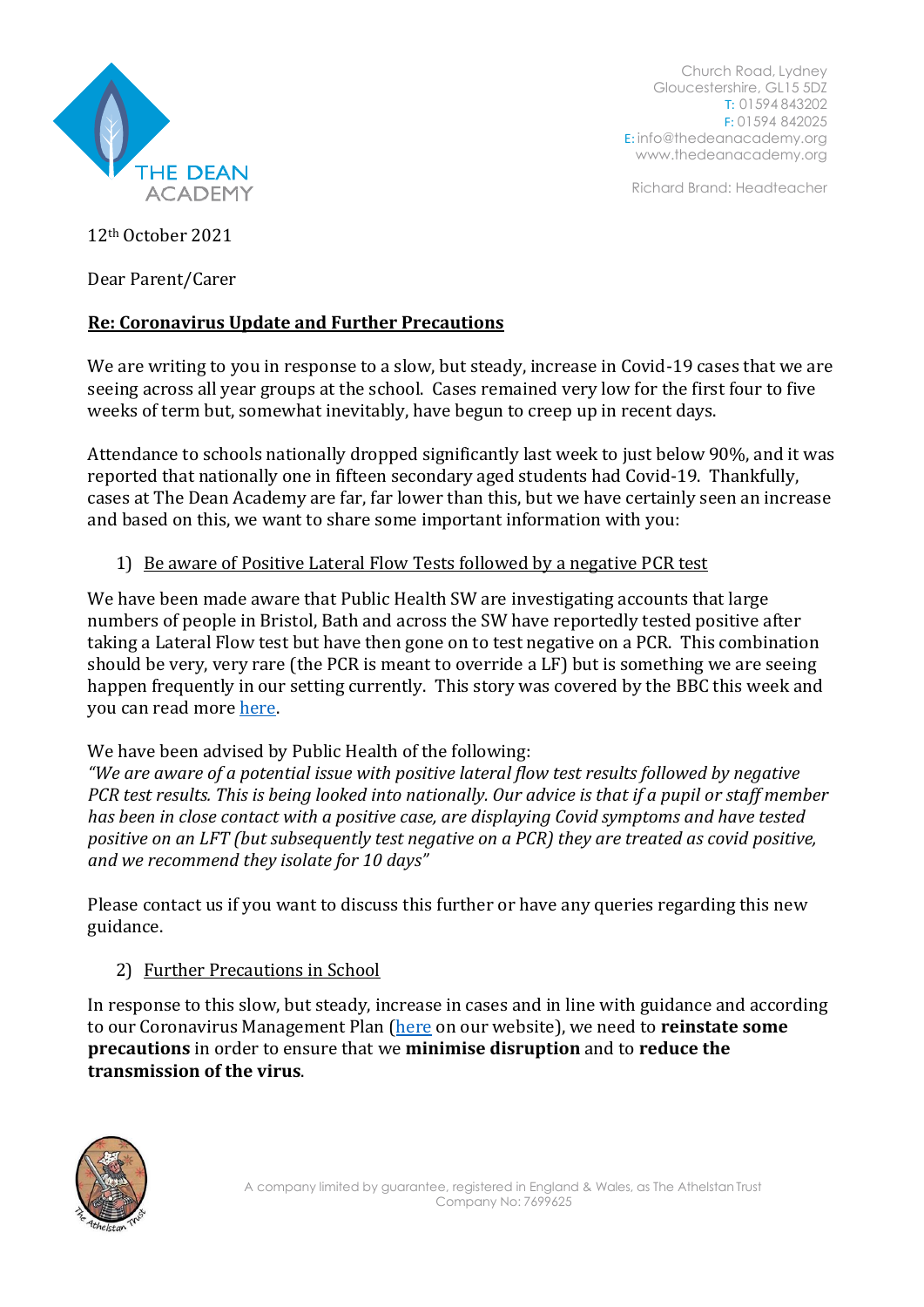THE DEAN ACADEMY

Church Road, Lydney
Gloucestershire, GL15 5DZ
T: 01594 843202
F: 01594 842025
E: info@thedeanacademy.org
www.thedeanacademy.org

Richard Brand: Headteacher

12th October 2021

Dear Parent/Carer

**Re: Coronavirus Update and Further Precautions**

We are writing to you in response to a slow, but steady, increase in Covid-19 cases that we are seeing across all year groups at the school. Cases remained very low for the first four to five weeks of term but, somewhat inevitably, have begun to creep up in recent days.

Attendance to schools nationally dropped significantly last week to just below 90%, and it was reported that nationally one in fifteen secondary aged students had Covid-19. Thankfully, cases at The Dean Academy are far, far lower than this, but we have certainly seen an increase and based on this, we want to share some important information with you:

1) Be aware of Positive Lateral Flow Tests followed by a negative PCR test

We have been made aware that Public Health SW are investigating accounts that large numbers of people in Bristol, Bath and across the SW have reportedly tested positive after taking a Lateral Flow test but have then gone on to test negative on a PCR. This combination should be very, very rare (the PCR is meant to override a LF) but is something we are seeing happen frequently in our setting currently. This story was covered by the BBC this week and you can read more here.

We have been advised by Public Health of the following:
*"We are aware of a potential issue with positive lateral flow test results followed by negative PCR test results. This is being looked into nationally. Our advice is that if a pupil or staff member has been in close contact with a positive case, are displaying Covid symptoms and have tested positive on an LFT (but subsequently test negative on a PCR) they are treated as covid positive, and we recommend they isolate for 10 days"*

Please contact us if you want to discuss this further or have any queries regarding this new guidance.

2) Further Precautions in School

In response to this slow, but steady, increase in cases and in line with guidance and according to our Coronavirus Management Plan (here on our website), we need to **reinstate some precautions** in order to ensure that we **minimise disruption** and to **reduce the transmission of the virus**.

A company limited by guarantee, registered in England & Wales, as The Athelstan Trust
Company No: 7699625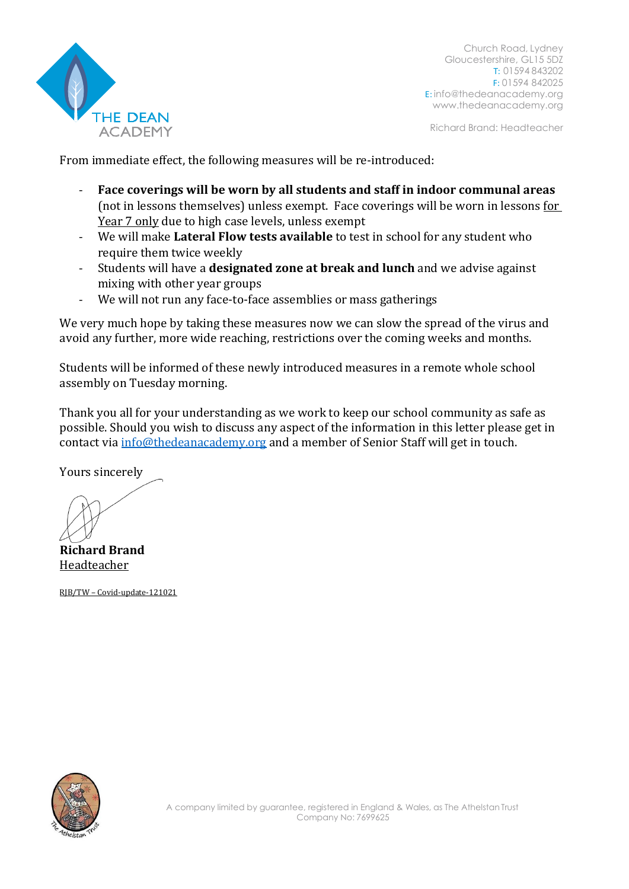Church Road, Lydney
Gloucestershire, GL15 5DZ
T: 01594 843202
F: 01594 842025
E: info@thedeanacademy.org
www.thedeanacademy.org

Richard Brand: Headteacher

From immediate effect, the following measures will be re-introduced:

- **Face coverings will be worn by all students and staff in indoor communal areas** (not in lessons themselves) unless exempt. Face coverings will be worn in lessons for Year 7 only due to high case levels, unless exempt
- We will make **Lateral Flow tests available** to test in school for any student who require them twice weekly
- Students will have a **designated zone at break and lunch** and we advise against mixing with other year groups
- We will not run any face-to-face assemblies or mass gatherings

We very much hope by taking these measures now we can slow the spread of the virus and avoid any further, more wide reaching, restrictions over the coming weeks and months.

Students will be informed of these newly introduced measures in a remote whole school assembly on Tuesday morning.

Thank you all for your understanding as we work to keep our school community as safe as possible. Should you wish to discuss any aspect of the information in this letter please get in contact via info@thedeanacademy.org and a member of Senior Staff will get in touch.

Yours sincerely

**Richard Brand**
Headteacher

RJB/TW – Covid-update-121021

A company limited by guarantee, registered in England & Wales, as The Athelstan Trust
Company No: 7699625